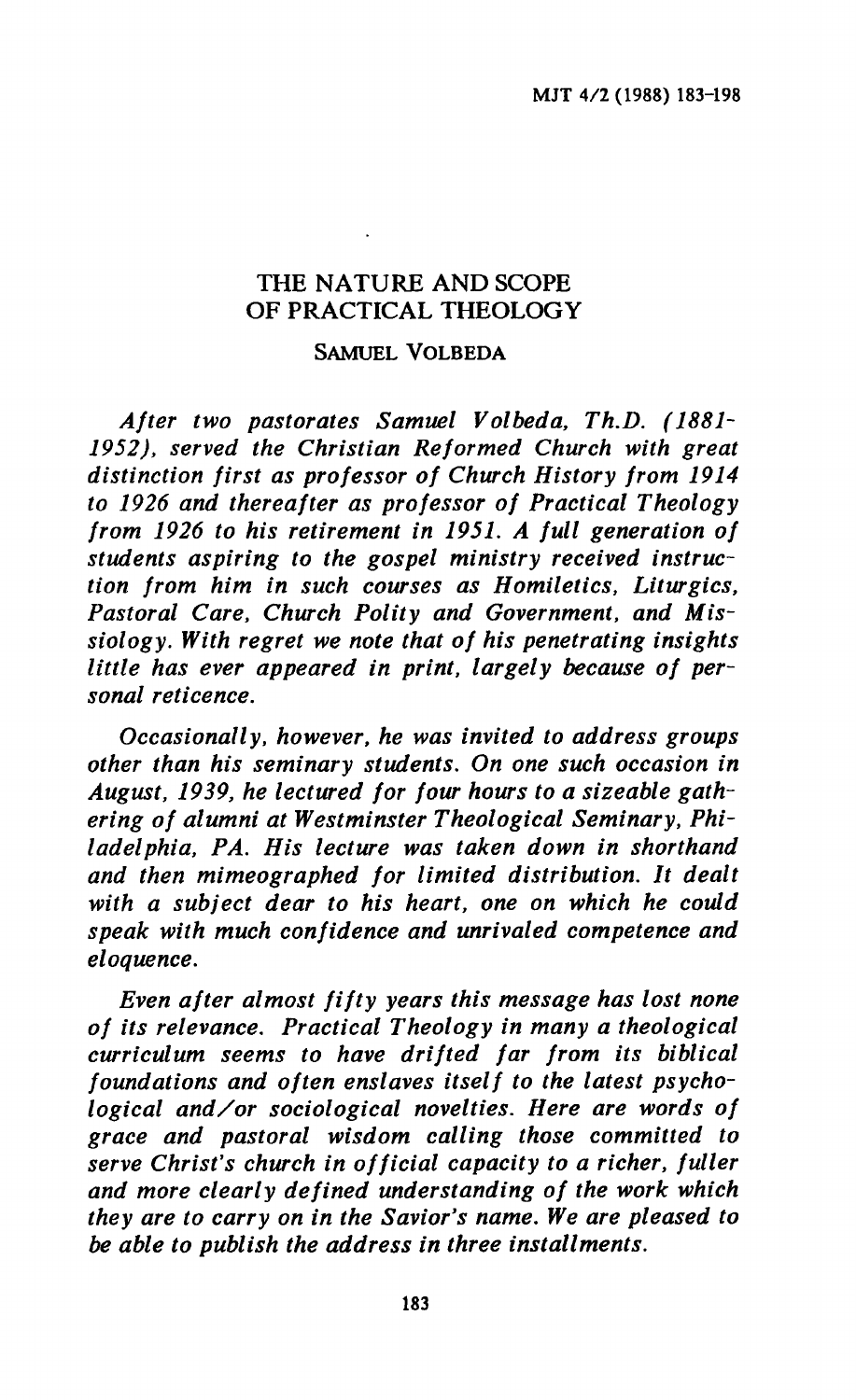# THE NATURE AND SCOPE OF PRACTICAL THEOLOGY

SAMUEL VOLBEDA

*After two pastorates Samuel Volbeda, Th.D. (1881-1952), served the Christian Reformed Church with great distinction first as professor of Church History from 1914 to 1926 and thereafter as professor of Practical Theology from 1926 to his retirement in 1951. A full generation of students aspiring to the gospel ministry received instruction from him in such courses as Homiletics, Liturgics, Pastoral Care, Church Polity and Government, and Missiology. With regret we note that of his penetrating insights little has ever appeared in print, largely because of personal reticence.*

*Occasionally, however, he was invited to address groups other than his seminary students. On one such occasion in August, 1939, he lectured for four hours to a sizeable gathering of alumni at Westminster Theological Seminary, Philadelphia, PA. His lecture was taken down in shorthand and then mimeographed for limited distribution. It dealt with a subject dear to his heart, one on which he could speak with much confidence and unrivaled competence and eloquence.*

*Even after almost fifty years this message has lost none of its relevance. Practical Theology in many a theological curriculum seems to have drifted far from its biblical foundations and often enslaves itself to the latest psychological and/or sociological novelties. Here are words of grace and pastoral wisdom calling those committed to serve Christ's church in official capacity to a richer, fuller and more clearly defined understanding of the work which they are to carry on in the Savior's name. We are pleased to be able to publish the address in three installments.*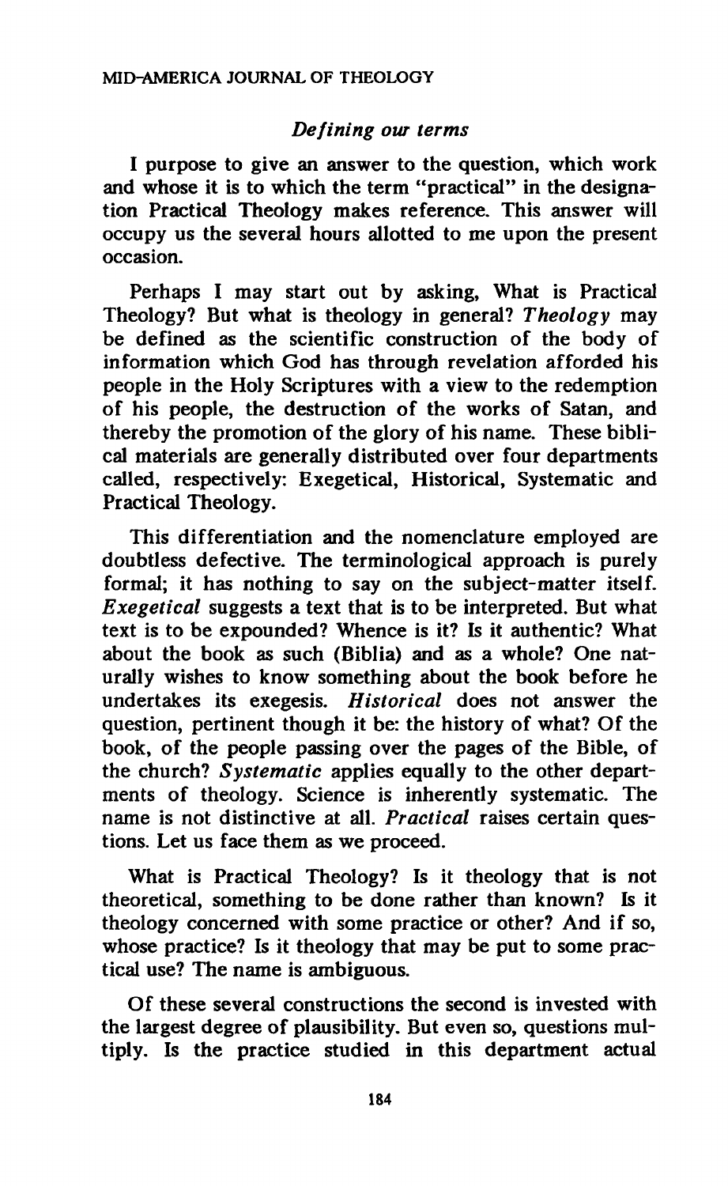### *Defining our terms*

I purpose to give an answer to the question, which work and whose it is to which the term "practical" in the designation Practical Theology makes reference. This answer will occupy us the several hours allotted to me upon the present occasion.

Perhaps I may start out by asking, What is Practical Theology? But what is theology in general? *Theology* may be defined as the scientific construction of the body of information which God has through revelation afforded his people in the Holy Scriptures with a view to the redemption of his people, the destruction of the works of Satan, and thereby the promotion of the glory of his name. These biblical materials are generally distributed over four departments called, respectively: Exegetical, Historical, Systematic and Practical Theology.

This differentiation and the nomenclature employed are doubtless defective. The terminological approach is purely formal; it has nothing to say on the subject-matter itself. *Exegetical* suggests a text that is to be interpreted. But what text is to be expounded? Whence is it? Is it authentic? What about the book as such (Biblia) and as a whole? One naturally wishes to know something about the book before he undertakes its exegesis. *Historical* does not answer the question, pertinent though it be: the history of what? Of the book, of the people passing over the pages of the Bible, of the church? *Systematic* applies equally to the other departments of theology. Science is inherently systematic. The name is not distinctive at all. *Practical* raises certain questions. Let us face them as we proceed.

What is Practical Theology? Is it theology that is not theoretical, something to be done rather than known? Is it theology concerned with some practice or other? And if so, whose practice? Is it theology that may be put to some practical use? The name is ambiguous.

Of these several constructions the second is invested with the largest degree of plausibility. But even so, questions multiply. Is the practice studied in this department actual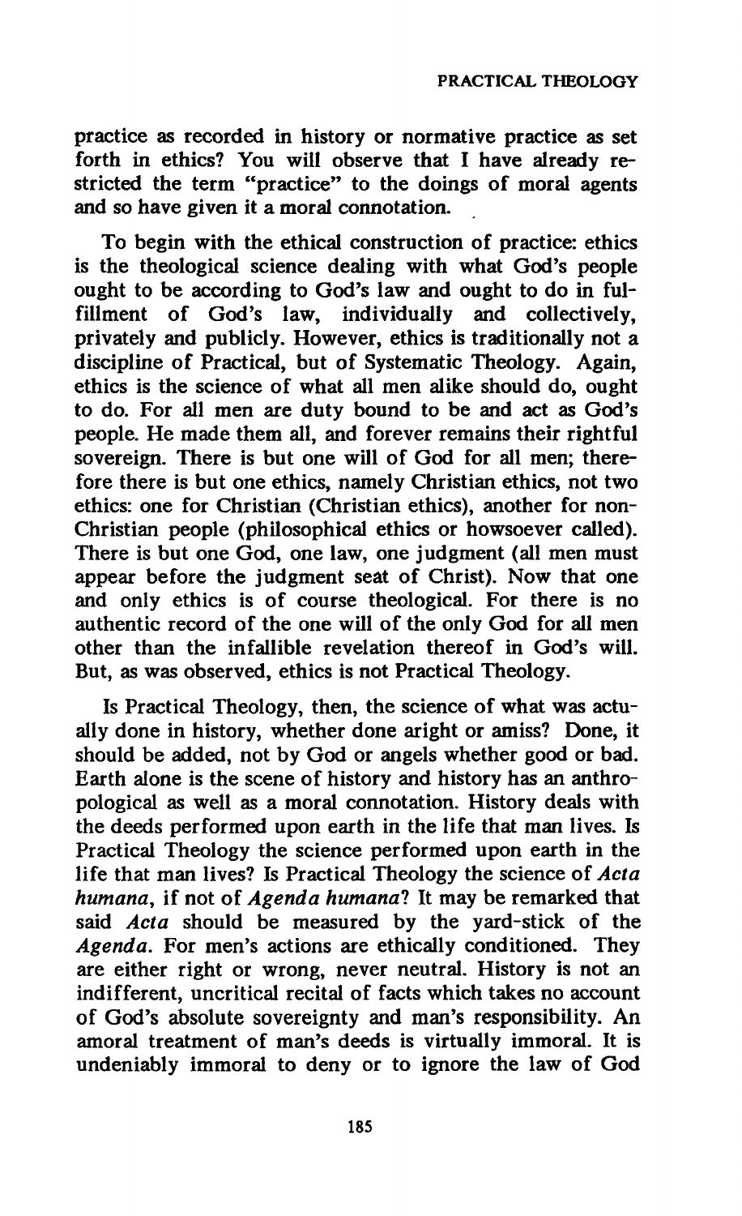practice as recorded in history or normative practice as set forth in ethics? You will observe that I have already restricted the term "practice" to the doings of moral agents and so have given it a moral connotation.

To begin with the ethical construction of practice: ethics is the theological science dealing with what God's people ought to be according to God's law and ought to do in fulfillment of God's law, individually and collectively, privately and publicly. However, ethics is traditionally not a discipline of Practical, but of Systematic Theology. Again, ethics is the science of what all men alike should do, ought to do. For all men are duty bound to be and act as God's people. He made them all, and forever remains their rightful sovereign. There is but one will of God for all men; therefore there is but one ethics, namely Christian ethics, not two ethics: one for Christian (Christian ethics), another for non-Christian people (philosophical ethics or howsoever called). There is but one God, one law, one judgment (all men must appear before the judgment seat of Christ). Now that one and only ethics is of course theological. For there is no authentic record of the one will of the only God for all men other than the infallible revelation thereof in God's will. But, as was observed, ethics is not Practical Theology.

Is Practical Theology, then, the science of what was actually done in history, whether done aright or amiss? Done, it should be added, not by God or angels whether good or bad. Earth alone is the scene of history and history has an anthropological as well as a moral connotation. History deals with the deeds performed upon earth in the life that man lives. Is Practical Theology the science performed upon earth in the life that man lives? Is Practical Theology the science of *Acta humana*, if not of *Agenda humana*? It may be remarked that said *Acta* should be measured by the yard-stick of the *Agenda*. For men's actions are ethically conditioned. They are either right or wrong, never neutral. History is not an indifferent, uncritical recital of facts which takes no account of God's absolute sovereignty and man's responsibility. An amoral treatment of man's deeds is virtually immoral. It is undeniably immoral to deny or to ignore the law of God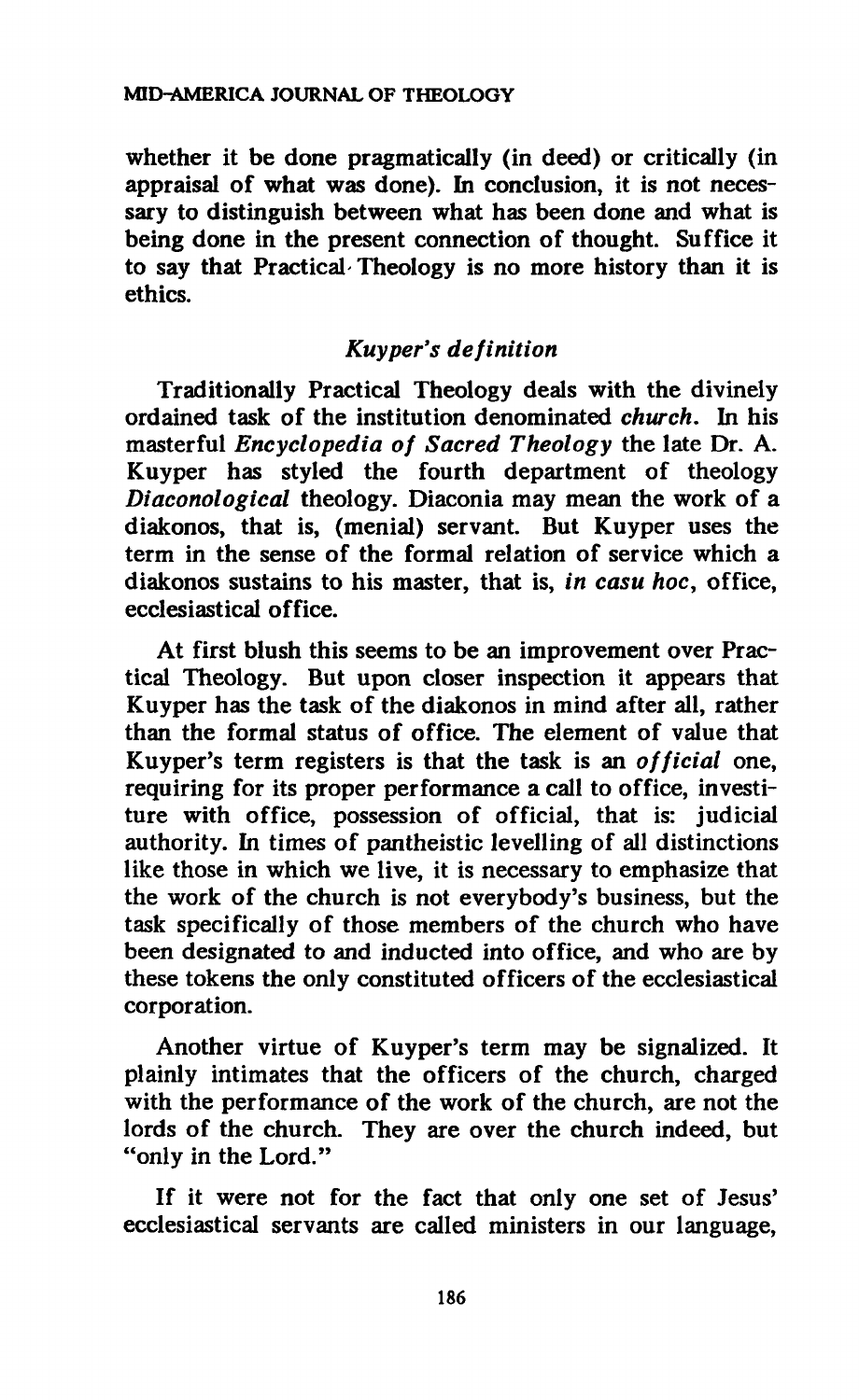whether it be done pragmatically (in deed) or critically (in appraisal of what was done). In conclusion, it is not necessary to distinguish between what has been done and what is being done in the present connection of thought. Suffice it to say that Practical Theology is no more history than it is ethics.

### *Kuyper's definition*

Traditionally Practical Theology deals with the divinely ordained task of the institution denominated *church*. In his masterful *Encyclopedia of Sacred Theology* the late Dr. A. Kuyper has styled the fourth department of theology *Diaconological* theology. Diaconia may mean the work of a diakonos, that is, (menial) servant. But Kuyper uses the term in the sense of the formal relation of service which a diakonos sustains to his master, that is, *in casu hoc*, office, ecclesiastical office.

At first blush this seems to be an improvement over Practical Theology. But upon closer inspection it appears that Kuyper has the task of the diakonos in mind after all, rather than the formal status of office. The element of value that Kuyper's term registers is that the task is an *official* one, requiring for its proper performance a call to office, investiture with office, possession of official, that is: judicial authority. In times of pantheistic levelling of all distinctions like those in which we live, it is necessary to emphasize that the work of the church is not everybody's business, but the task specifically of those members of the church who have been designated to and inducted into office, and who are by these tokens the only constituted officers of the ecclesiastical corporation.

Another virtue of Kuyper's term may be signalized. It plainly intimates that the officers of the church, charged with the performance of the work of the church, are not the lords of the church. They are over the church indeed, but "only in the Lord."

If it were not for the fact that only one set of Jesus' ecclesiastical servants are called ministers in our language,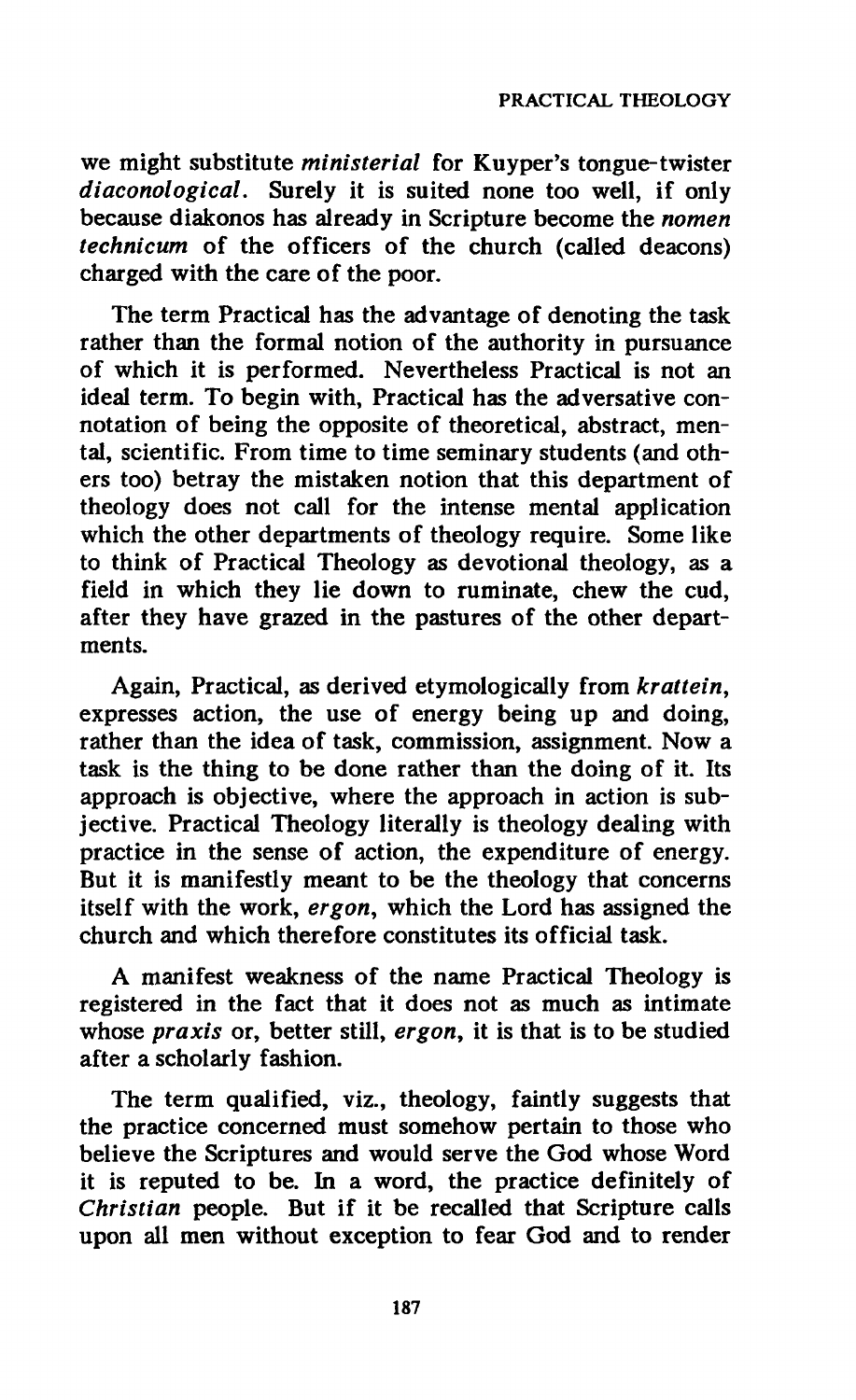we might substitute *ministerial* for Kuyper's tongue-twister *diaconological*. Surely it is suited none too well, if only because diakonos has already in Scripture become the *nomen technicum* of the officers of the church (called deacons) charged with the care of the poor.

The term Practical has the advantage of denoting the task rather than the formal notion of the authority in pursuance of which it is performed. Nevertheless Practical is not an ideal term. To begin with, Practical has the adversative connotation of being the opposite of theoretical, abstract, mental, scientific. From time to time seminary students (and others too) betray the mistaken notion that this department of theology does not call for the intense mental application which the other departments of theology require. Some like to think of Practical Theology as devotional theology, as a field in which they lie down to ruminate, chew the cud, after they have grazed in the pastures of the other departments.

Again, Practical, as derived etymologically from *krattein*, expresses action, the use of energy being up and doing, rather than the idea of task, commission, assignment. Now a task is the thing to be done rather than the doing of it. Its approach is objective, where the approach in action is subjective. Practical Theology literally is theology dealing with practice in the sense of action, the expenditure of energy. But it is manifestly meant to be the theology that concerns itself with the work, *ergon*, which the Lord has assigned the church and which therefore constitutes its official task.

A manifest weakness of the name Practical Theology is registered in the fact that it does not as much as intimate whose *praxis* or, better still, *ergon*, it is that is to be studied after a scholarly fashion.

The term qualified, viz., theology, faintly suggests that the practice concerned must somehow pertain to those who believe the Scriptures and would serve the God whose Word it is reputed to be. In a word, the practice definitely of *Christian* people. But if it be recalled that Scripture calls upon all men without exception to fear God and to render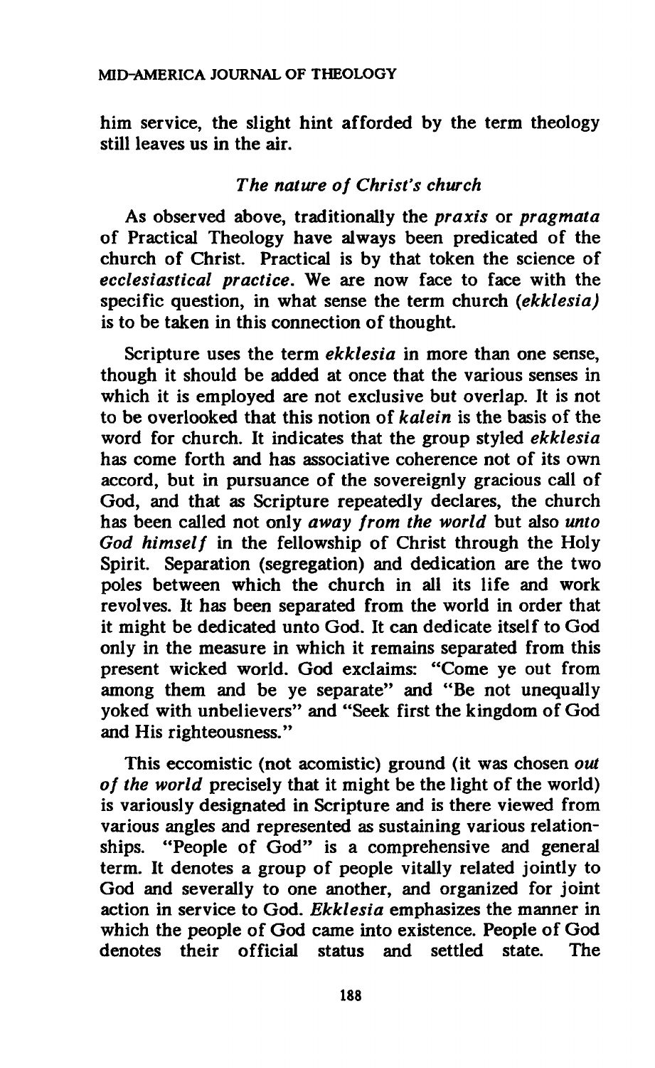him service, the slight hint afforded by the term theology still leaves us in the air.

### *The nature of Christ's church*

As observed above, traditionally the *praxis* or *pragmata* of Practical Theology have always been predicated of the church of Christ. Practical is by that token the science of *ecclesiastical practice*. We are now face to face with the specific question, in what sense the term church *(ekklesia)* is to be taken in this connection of thought.

Scripture uses the term *ekklesia* in more than one sense, though it should be added at once that the various senses in which it is employed are not exclusive but overlap. It is not to be overlooked that this notion of *kalein* is the basis of the word for church. It indicates that the group styled *ekklesia* has come forth and has associative coherence not of its own accord, but in pursuance of the sovereignly gracious call of God, and that as Scripture repeatedly declares, the church has been called not only *away from the world* but also *unto God himself* in the fellowship of Christ through the Holy Spirit. Separation (segregation) and dedication are the two poles between which the church in all its life and work revolves. It has been separated from the world in order that it might be dedicated unto God. It can dedicate itself to God only in the measure in which it remains separated from this present wicked world. God exclaims: "Come ye out from among them and be ye separate" and "Be not unequally yoked with unbelievers" and "Seek first the kingdom of God and His righteousness."

This eccomistic (not acomistic) ground (it was chosen *out of the world* precisely that it might be the light of the world) is variously designated in Scripture and is there viewed from various angles and represented as sustaining various relationships. "People of God" is a comprehensive and general term. It denotes a group of people vitally related jointly to God and severally to one another, and organized for joint action in service to God. *Ekklesia* emphasizes the manner in which the people of God came into existence. People of God denotes their official status and settled state. The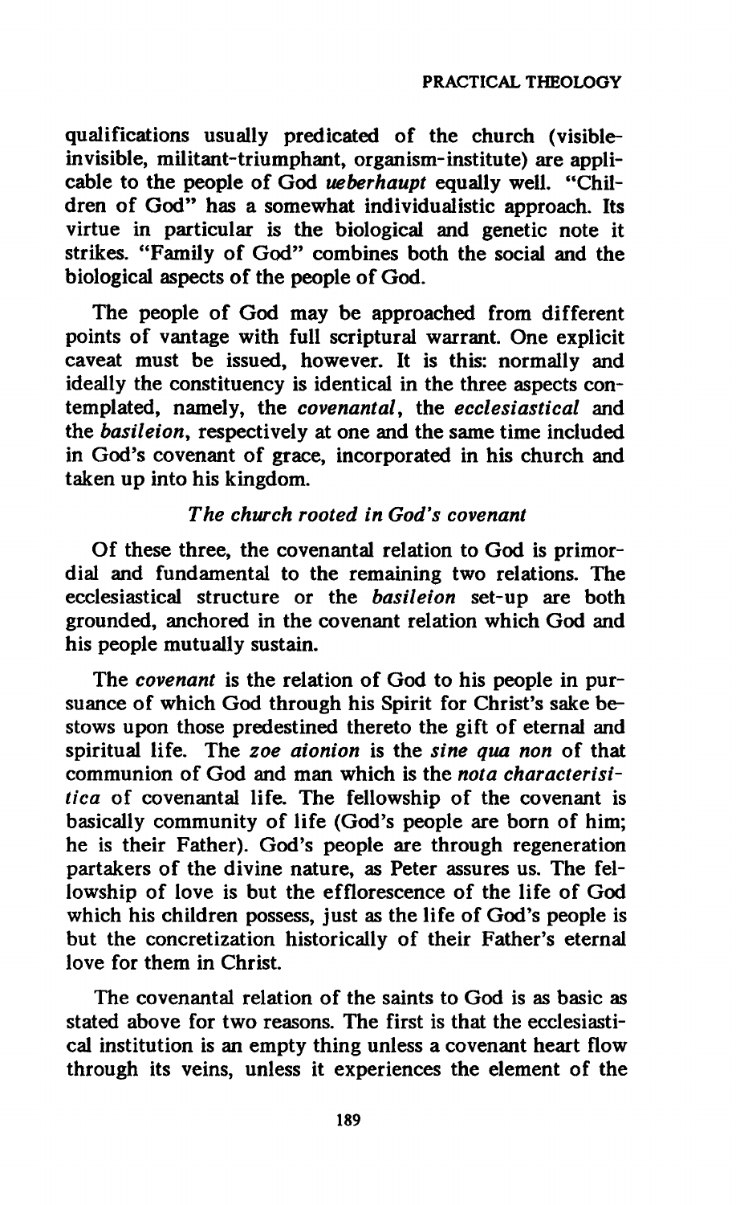qualifications usually predicated of the church (visible-invisible, militant-triumphant, organism-institute) are applicable to the people of God *ueberhaupt* equally well. "Children of God" has a somewhat individualistic approach. Its virtue in particular is the biological and genetic note it strikes. "Family of God" combines both the social and the biological aspects of the people of God.

The people of God may be approached from different points of vantage with full scriptural warrant. One explicit caveat must be issued, however. It is this: normally and ideally the constituency is identical in the three aspects contemplated, namely, the *covenantal*, the *ecclesiastical* and the *basileion*, respectively at one and the same time included in God's covenant of grace, incorporated in his church and taken up into his kingdom.

### *The church rooted in God's covenant*

Of these three, the covenantal relation to God is primordial and fundamental to the remaining two relations. The ecclesiastical structure or the *basileion* set-up are both grounded, anchored in the covenant relation which God and his people mutually sustain.

The *covenant* is the relation of God to his people in pursuance of which God through his Spirit for Christ's sake bestows upon those predestined thereto the gift of eternal and spiritual life. The *zoe aionion* is the *sine qua non* of that communion of God and man which is the *nota characteristica* of covenantal life. The fellowship of the covenant is basically community of life (God's people are born of him; he is their Father). God's people are through regeneration partakers of the divine nature, as Peter assures us. The fellowship of love is but the efflorescence of the life of God which his children possess, just as the life of God's people is but the concretization historically of their Father's eternal love for them in Christ.

The covenantal relation of the saints to God is as basic as stated above for two reasons. The first is that the ecclesiastical institution is an empty thing unless a covenant heart flow through its veins, unless it experiences the element of the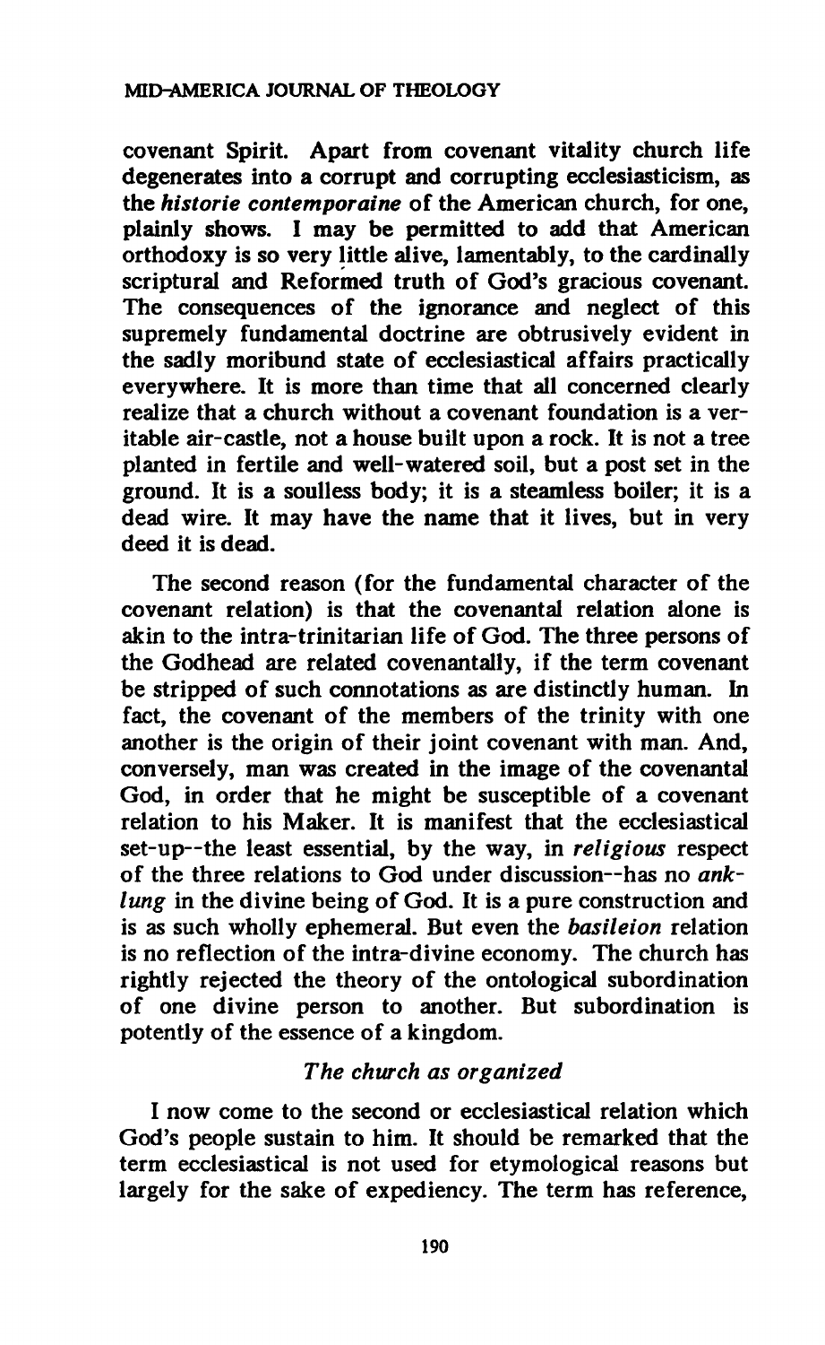covenant Spirit. Apart from covenant vitality church life degenerates into a corrupt and corrupting ecclesiasticism, as the ***historie contemporaine*** of the American church, for one, plainly shows. I may be permitted to add that American orthodoxy is so very little alive, lamentably, to the cardinally scriptural and Reformed truth of God's gracious covenant. The consequences of the ignorance and neglect of this supremely fundamental doctrine are obtrusively evident in the sadly moribund state of ecclesiastical affairs practically everywhere. It is more than time that all concerned clearly realize that a church without a covenant foundation is a veritable air-castle, not a house built upon a rock. It is not a tree planted in fertile and well-watered soil, but a post set in the ground. It is a soulless body; it is a steamless boiler; it is a dead wire. It may have the name that it lives, but in very deed it is dead.

The second reason (for the fundamental character of the covenant relation) is that the covenantal relation alone is akin to the intra-trinitarian life of God. The three persons of the Godhead are related covenantally, if the term covenant be stripped of such connotations as are distinctly human. In fact, the covenant of the members of the trinity with one another is the origin of their joint covenant with man. And, conversely, man was created in the image of the covenantal God, in order that he might be susceptible of a covenant relation to his Maker. It is manifest that the ecclesiastical set-up--the least essential, by the way, in *religious* respect of the three relations to God under discussion--has no *anklung* in the divine being of God. It is a pure construction and is as such wholly ephemeral. But even the *basileion* relation is no reflection of the intra-divine economy. The church has rightly rejected the theory of the ontological subordination of one divine person to another. But subordination is potently of the essence of a kingdom.

### *The church as organized*

I now come to the second or ecclesiastical relation which God's people sustain to him. It should be remarked that the term ecclesiastical is not used for etymological reasons but largely for the sake of expediency. The term has reference,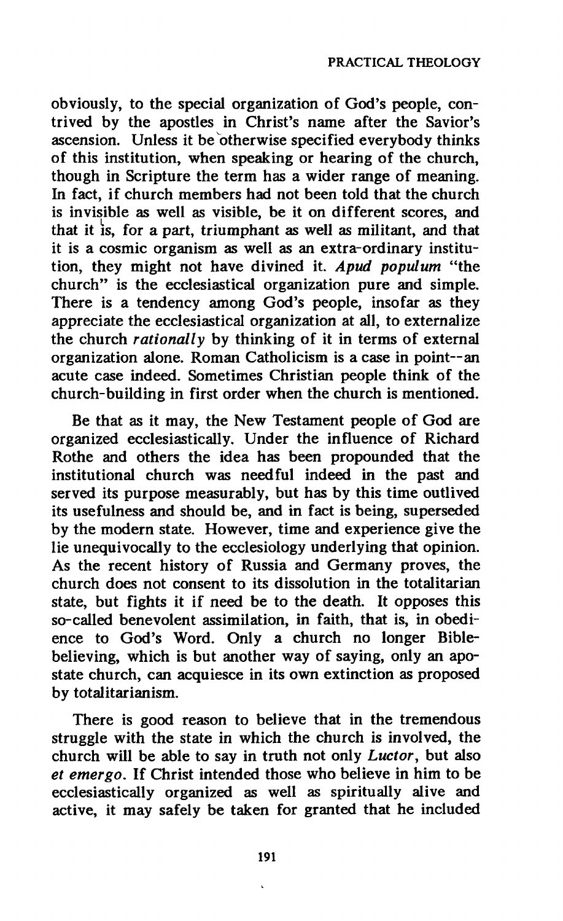obviously, to the special organization of God's people, contrived by the apostles in Christ's name after the Savior's ascension. Unless it be otherwise specified everybody thinks of this institution, when speaking or hearing of the church, though in Scripture the term has a wider range of meaning. In fact, if church members had not been told that the church is invisible as well as visible, be it on different scores, and that it is, for a part, triumphant as well as militant, and that it is a cosmic organism as well as an extra-ordinary institution, they might not have divined it. *Apud populum* "the church" is the ecclesiastical organization pure and simple. There is a tendency among God's people, insofar as they appreciate the ecclesiastical organization at all, to externalize the church *rationally* by thinking of it in terms of external organization alone. Roman Catholicism is a case in point--an acute case indeed. Sometimes Christian people think of the church-building in first order when the church is mentioned.

Be that as it may, the New Testament people of God are organized ecclesiastically. Under the influence of Richard Rothe and others the idea has been propounded that the institutional church was needful indeed in the past and served its purpose measurably, but has by this time outlived its usefulness and should be, and in fact is being, superseded by the modern state. However, time and experience give the lie unequivocally to the ecclesiology underlying that opinion. As the recent history of Russia and Germany proves, the church does not consent to its dissolution in the totalitarian state, but fights it if need be to the death. It opposes this so-called benevolent assimilation, in faith, that is, in obedience to God's Word. Only a church no longer Bible-believing, which is but another way of saying, only an apostate church, can acquiesce in its own extinction as proposed by totalitarianism.

There is good reason to believe that in the tremendous struggle with the state in which the church is involved, the church will be able to say in truth not only *Luctor*, but also *et emergo*. If Christ intended those who believe in him to be ecclesiastically organized as well as spiritually alive and active, it may safely be taken for granted that he included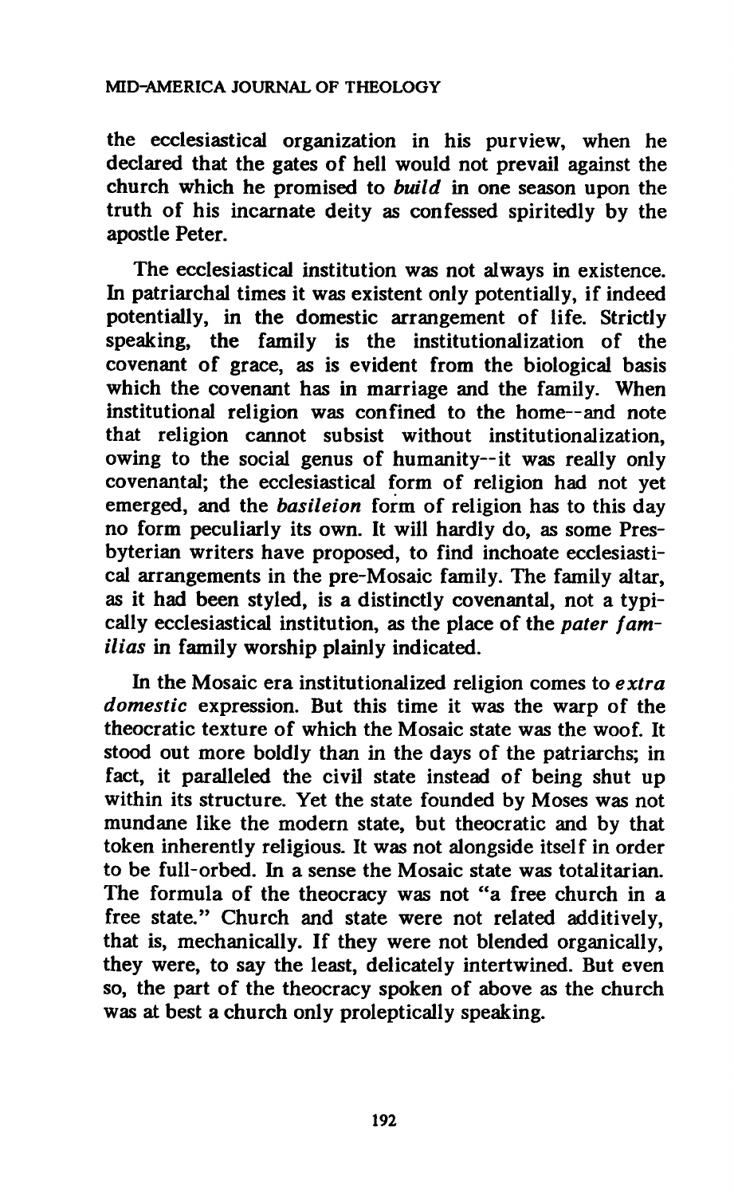the ecclesiastical organization in his purview, when he declared that the gates of hell would not prevail against the church which he promised to *build* in one season upon the truth of his incarnate deity as confessed spiritedly by the apostle Peter.

The ecclesiastical institution was not always in existence. In patriarchal times it was existent only potentially, if indeed potentially, in the domestic arrangement of life. Strictly speaking, the family is the institutionalization of the covenant of grace, as is evident from the biological basis which the covenant has in marriage and the family. When institutional religion was confined to the home--and note that religion cannot subsist without institutionalization, owing to the social genus of humanity--it was really only covenantal; the ecclesiastical form of religion had not yet emerged, and the *basileion* form of religion has to this day no form peculiarly its own. It will hardly do, as some Presbyterian writers have proposed, to find inchoate ecclesiastical arrangements in the pre-Mosaic family. The family altar, as it had been styled, is a distinctly covenantal, not a typically ecclesiastical institution, as the place of the *pater familias* in family worship plainly indicated.

In the Mosaic era institutionalized religion comes to *extra domestic* expression. But this time it was the warp of the theocratic texture of which the Mosaic state was the woof. It stood out more boldly than in the days of the patriarchs; in fact, it paralleled the civil state instead of being shut up within its structure. Yet the state founded by Moses was not mundane like the modern state, but theocratic and by that token inherently religious. It was not alongside itself in order to be full-orbed. In a sense the Mosaic state was totalitarian. The formula of the theocracy was not "a free church in a free state." Church and state were not related additively, that is, mechanically. If they were not blended organically, they were, to say the least, delicately intertwined. But even so, the part of the theocracy spoken of above as the church was at best a church only proleptically speaking.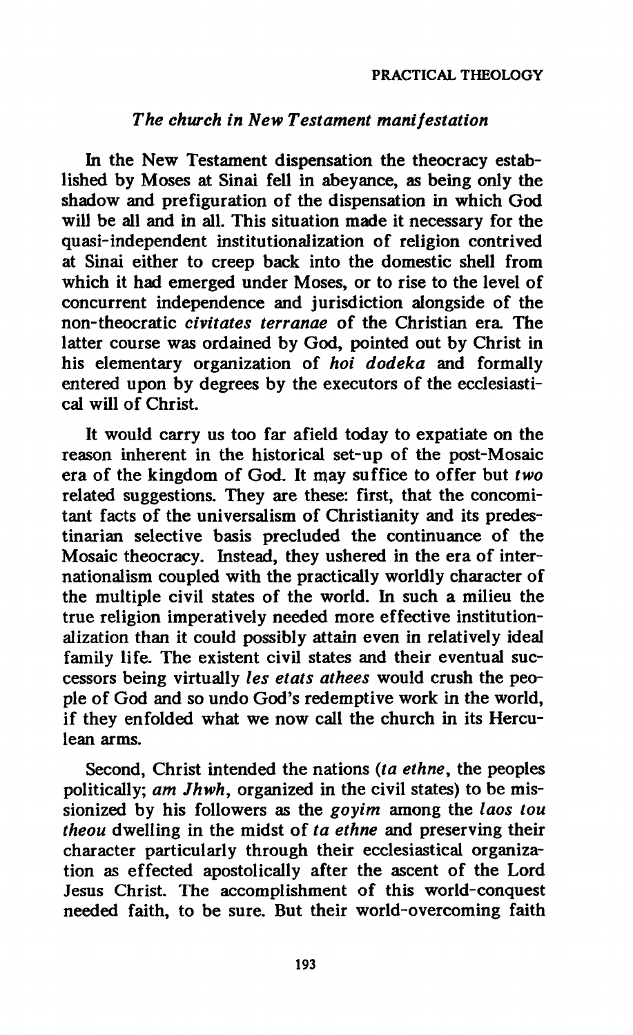### *The church in New Testament manifestation*

In the New Testament dispensation the theocracy established by Moses at Sinai fell in abeyance, as being only the shadow and prefiguration of the dispensation in which God will be all and in all. This situation made it necessary for the quasi-independent institutionalization of religion contrived at Sinai either to creep back into the domestic shell from which it had emerged under Moses, or to rise to the level of concurrent independence and jurisdiction alongside of the non-theocratic *civitates terranae* of the Christian era. The latter course was ordained by God, pointed out by Christ in his elementary organization of *hoi dodeka* and formally entered upon by degrees by the executors of the ecclesiastical will of Christ.

It would carry us too far afield today to expatiate on the reason inherent in the historical set-up of the post-Mosaic era of the kingdom of God. It may suffice to offer but *two* related suggestions. They are these: first, that the concomitant facts of the universalism of Christianity and its predestinarian selective basis precluded the continuance of the Mosaic theocracy. Instead, they ushered in the era of internationalism coupled with the practically worldly character of the multiple civil states of the world. In such a milieu the true religion imperatively needed more effective institutionalization than it could possibly attain even in relatively ideal family life. The existent civil states and their eventual successors being virtually *les etats athees* would crush the people of God and so undo God's redemptive work in the world, if they enfolded what we now call the church in its Herculean arms.

Second, Christ intended the nations (*ta ethne*, the peoples politically; *am Jhwh*, organized in the civil states) to be missionized by his followers as the *goyim* among the *laos tou theou* dwelling in the midst of *ta ethne* and preserving their character particularly through their ecclesiastical organization as effected apostolically after the ascent of the Lord Jesus Christ. The accomplishment of this world-conquest needed faith, to be sure. But their world-overcoming faith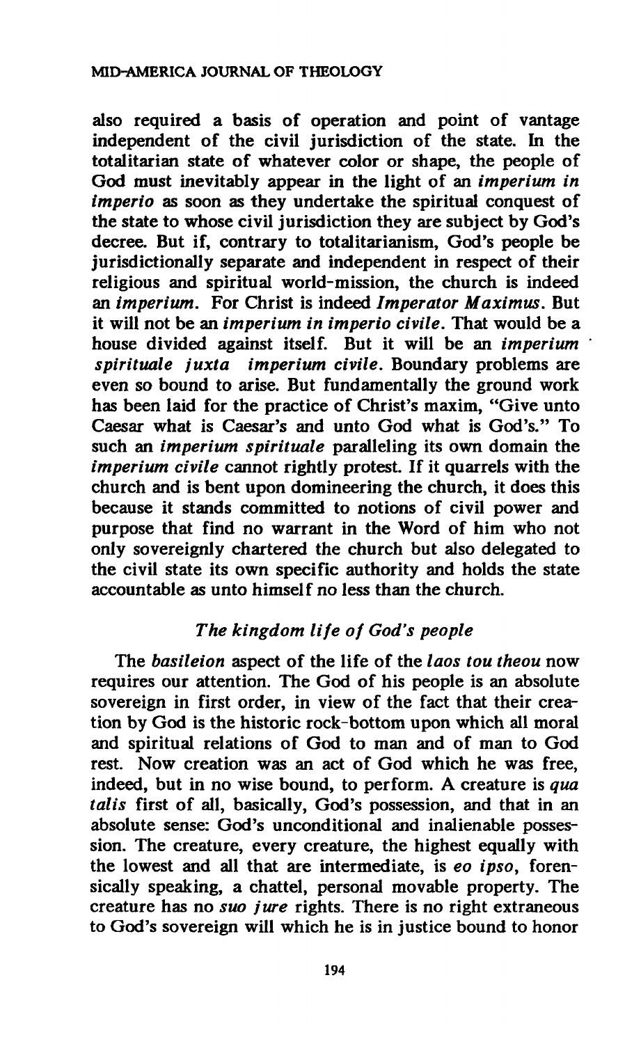also required a basis of operation and point of vantage independent of the civil jurisdiction of the state. In the totalitarian state of whatever color or shape, the people of God must inevitably appear in the light of an *imperium in imperio* as soon as they undertake the spiritual conquest of the state to whose civil jurisdiction they are subject by God's decree. But if, contrary to totalitarianism, God's people be jurisdictionally separate and independent in respect of their religious and spiritual world-mission, the church is indeed an *imperium*. For Christ is indeed *Imperator Maximus*. But it will not be an *imperium in imperio civile*. That would be a house divided against itself. But it will be an *imperium spirituale juxta imperium civile*. Boundary problems are even so bound to arise. But fundamentally the ground work has been laid for the practice of Christ's maxim, "Give unto Caesar what is Caesar's and unto God what is God's." To such an *imperium spirituale* paralleling its own domain the *imperium civile* cannot rightly protest. If it quarrels with the church and is bent upon domineering the church, it does this because it stands committed to notions of civil power and purpose that find no warrant in the Word of him who not only sovereignly chartered the church but also delegated to the civil state its own specific authority and holds the state accountable as unto himself no less than the church.

### *The kingdom life of God's people*

The *basileion* aspect of the life of the *laos tou theou* now requires our attention. The God of his people is an absolute sovereign in first order, in view of the fact that their creation by God is the historic rock-bottom upon which all moral and spiritual relations of God to man and of man to God rest. Now creation was an act of God which he was free, indeed, but in no wise bound, to perform. A creature is *qua talis* first of all, basically, God's possession, and that in an absolute sense: God's unconditional and inalienable possession. The creature, every creature, the highest equally with the lowest and all that are intermediate, is *eo ipso*, forensically speaking, a chattel, personal movable property. The creature has no *suo jure* rights. There is no right extraneous to God's sovereign will which he is in justice bound to honor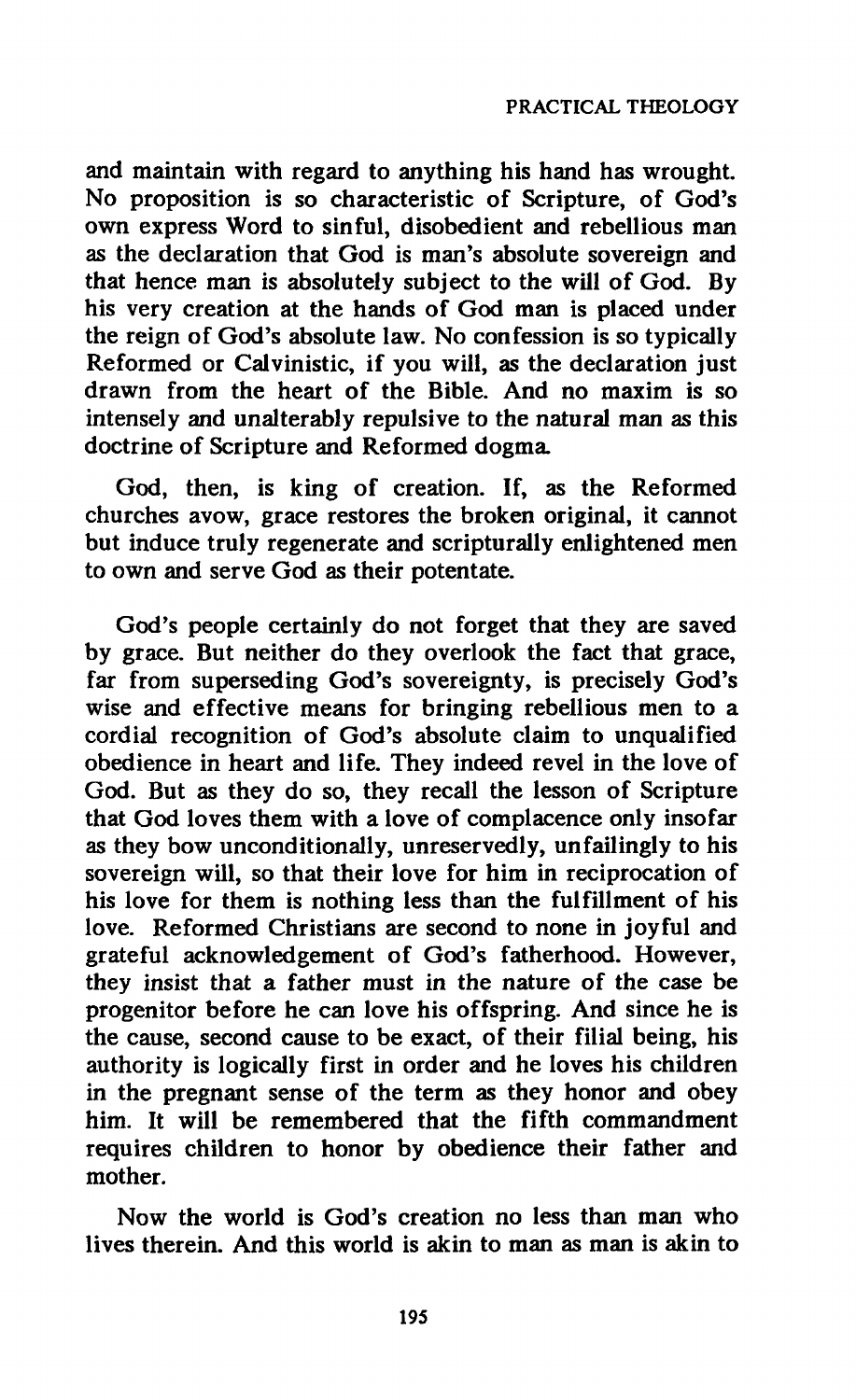and maintain with regard to anything his hand has wrought. No proposition is so characteristic of Scripture, of God's own express Word to sinful, disobedient and rebellious man as the declaration that God is man's absolute sovereign and that hence man is absolutely subject to the will of God. By his very creation at the hands of God man is placed under the reign of God's absolute law. No confession is so typically Reformed or Calvinistic, if you will, as the declaration just drawn from the heart of the Bible. And no maxim is so intensely and unalterably repulsive to the natural man as this doctrine of Scripture and Reformed dogma.

God, then, is king of creation. If, as the Reformed churches avow, grace restores the broken original, it cannot but induce truly regenerate and scripturally enlightened men to own and serve God as their potentate.

God's people certainly do not forget that they are saved by grace. But neither do they overlook the fact that grace, far from superseding God's sovereignty, is precisely God's wise and effective means for bringing rebellious men to a cordial recognition of God's absolute claim to unqualified obedience in heart and life. They indeed revel in the love of God. But as they do so, they recall the lesson of Scripture that God loves them with a love of complacence only insofar as they bow unconditionally, unreservedly, unfailingly to his sovereign will, so that their love for him in reciprocation of his love for them is nothing less than the fulfillment of his love. Reformed Christians are second to none in joyful and grateful acknowledgement of God's fatherhood. However, they insist that a father must in the nature of the case be progenitor before he can love his offspring. And since he is the cause, second cause to be exact, of their filial being, his authority is logically first in order and he loves his children in the pregnant sense of the term as they honor and obey him. It will be remembered that the fifth commandment requires children to honor by obedience their father and mother.

Now the world is God's creation no less than man who lives therein. And this world is akin to man as man is akin to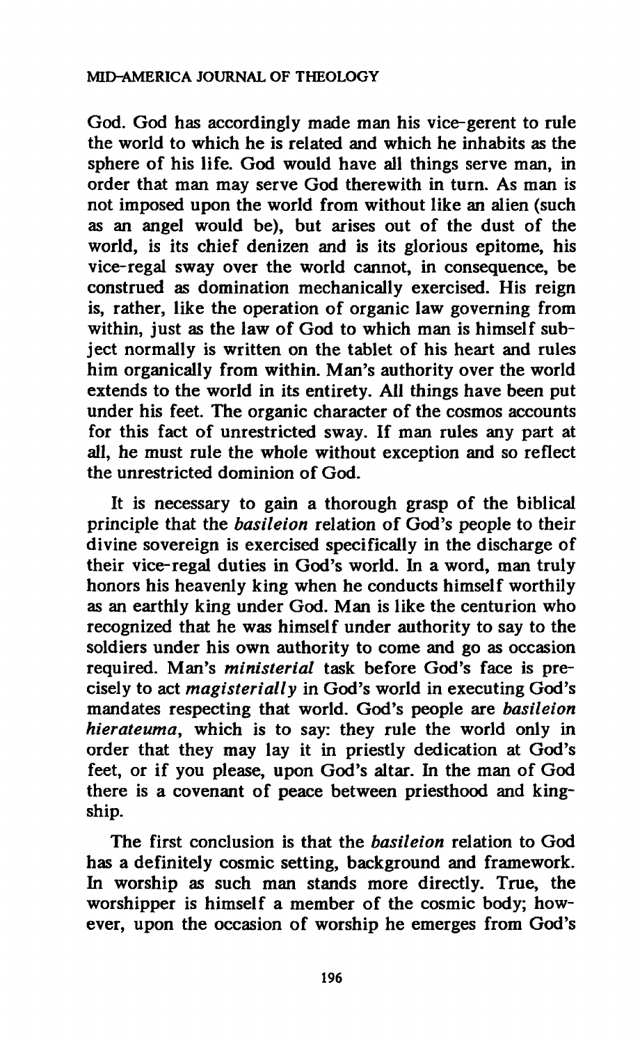God. God has accordingly made man his vice-gerent to rule the world to which he is related and which he inhabits as the sphere of his life. God would have all things serve man, in order that man may serve God therewith in turn. As man is not imposed upon the world from without like an alien (such as an angel would be), but arises out of the dust of the world, is its chief denizen and is its glorious epitome, his vice-regal sway over the world cannot, in consequence, be construed as domination mechanically exercised. His reign is, rather, like the operation of organic law governing from within, just as the law of God to which man is himself subject normally is written on the tablet of his heart and rules him organically from within. Man's authority over the world extends to the world in its entirety. All things have been put under his feet. The organic character of the cosmos accounts for this fact of unrestricted sway. If man rules any part at all, he must rule the whole without exception and so reflect the unrestricted dominion of God.

It is necessary to gain a thorough grasp of the biblical principle that the *basileion* relation of God's people to their divine sovereign is exercised specifically in the discharge of their vice-regal duties in God's world. In a word, man truly honors his heavenly king when he conducts himself worthily as an earthly king under God. Man is like the centurion who recognized that he was himself under authority to say to the soldiers under his own authority to come and go as occasion required. Man's *ministerial* task before God's face is precisely to act *magisterially* in God's world in executing God's mandates respecting that world. God's people are *basileion hierateuma*, which is to say: they rule the world only in order that they may lay it in priestly dedication at God's feet, or if you please, upon God's altar. In the man of God there is a covenant of peace between priesthood and kingship.

The first conclusion is that the *basileion* relation to God has a definitely cosmic setting, background and framework. In worship as such man stands more directly. True, the worshipper is himself a member of the cosmic body; however, upon the occasion of worship he emerges from God's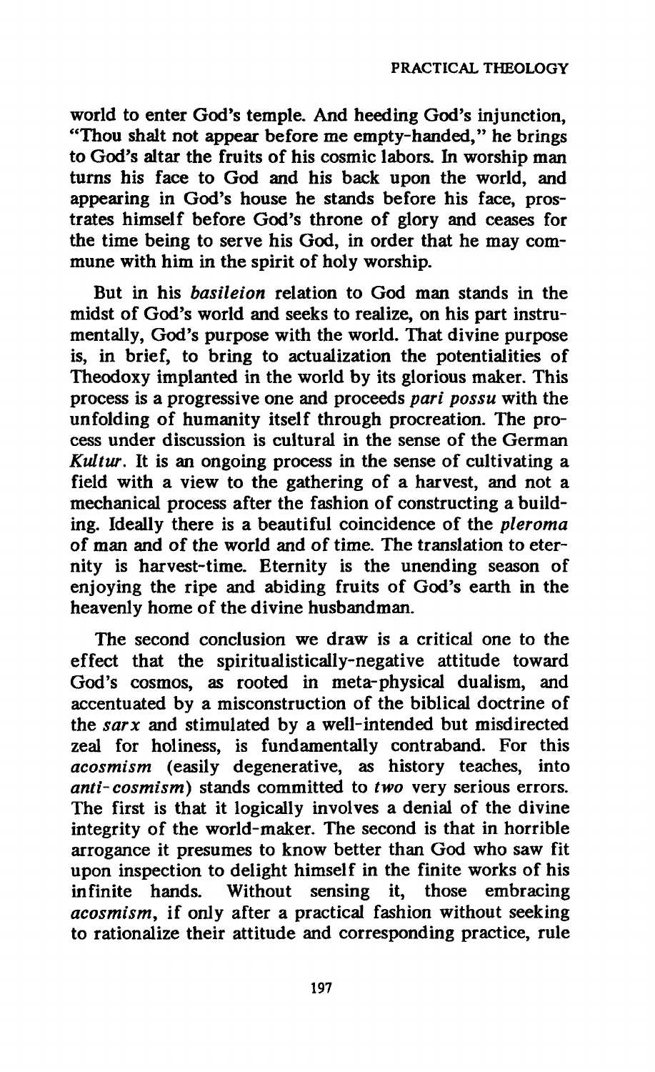world to enter God's temple. And heeding God's injunction, "Thou shalt not appear before me empty-handed," he brings to God's altar the fruits of his cosmic labors. In worship man turns his face to God and his back upon the world, and appearing in God's house he stands before his face, prostrates himself before God's throne of glory and ceases for the time being to serve his God, in order that he may commune with him in the spirit of holy worship.

But in his *basileion* relation to God man stands in the midst of God's world and seeks to realize, on his part instrumentally, God's purpose with the world. That divine purpose is, in brief, to bring to actualization the potentialities of Theodoxy implanted in the world by its glorious maker. This process is a progressive one and proceeds *pari possu* with the unfolding of humanity itself through procreation. The process under discussion is cultural in the sense of the German *Kultur*. It is an ongoing process in the sense of cultivating a field with a view to the gathering of a harvest, and not a mechanical process after the fashion of constructing a building. Ideally there is a beautiful coincidence of the *pleroma* of man and of the world and of time. The translation to eternity is harvest-time. Eternity is the unending season of enjoying the ripe and abiding fruits of God's earth in the heavenly home of the divine husbandman.

The second conclusion we draw is a critical one to the effect that the spiritualistically-negative attitude toward God's cosmos, as rooted in meta-physical dualism, and accentuated by a misconstruction of the biblical doctrine of the *sarx* and stimulated by a well-intended but misdirected zeal for holiness, is fundamentally contraband. For this *acosmism* (easily degenerative, as history teaches, into *anti-cosmism*) stands committed to *two* very serious errors. The first is that it logically involves a denial of the divine integrity of the world-maker. The second is that in horrible arrogance it presumes to know better than God who saw fit upon inspection to delight himself in the finite works of his infinite hands. Without sensing it, those embracing *acosmism*, if only after a practical fashion without seeking to rationalize their attitude and corresponding practice, rule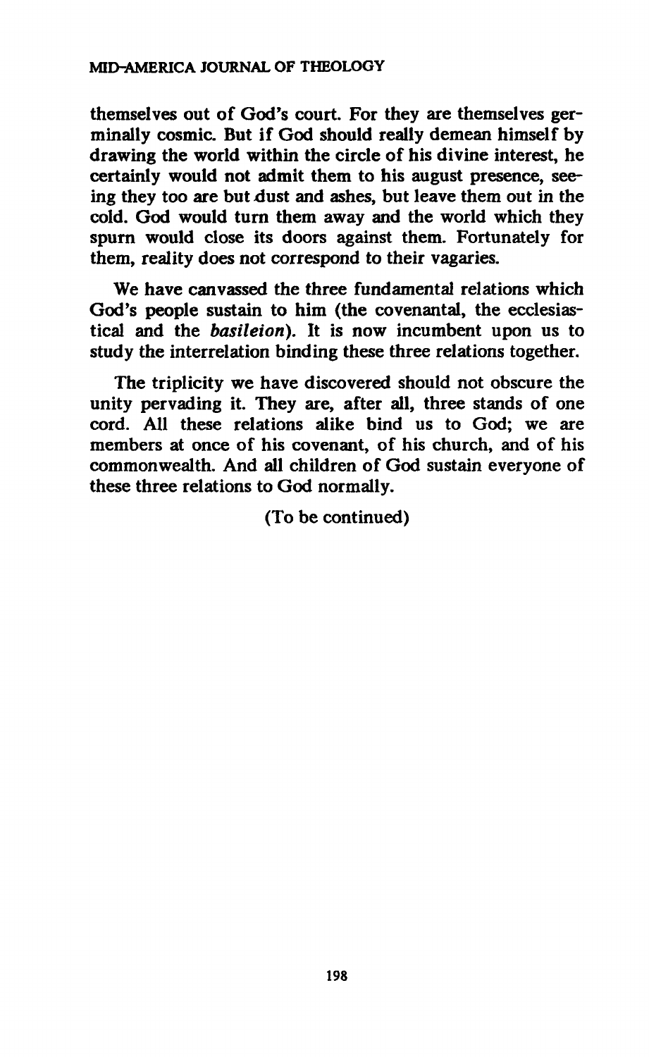themselves out of God's court. For they are themselves germinally cosmic. But if God should really demean himself by drawing the world within the circle of his divine interest, he certainly would not admit them to his august presence, seeing they too are but dust and ashes, but leave them out in the cold. God would turn them away and the world which they spurn would close its doors against them. Fortunately for them, reality does not correspond to their vagaries.

We have canvassed the three fundamental relations which God's people sustain to him (the covenantal, the ecclesiastical and the *basileion*). It is now incumbent upon us to study the interrelation binding these three relations together.

The triplicity we have discovered should not obscure the unity pervading it. They are, after all, three stands of one cord. All these relations alike bind us to God; we are members at once of his covenant, of his church, and of his commonwealth. And all children of God sustain everyone of these three relations to God normally.

(To be continued)